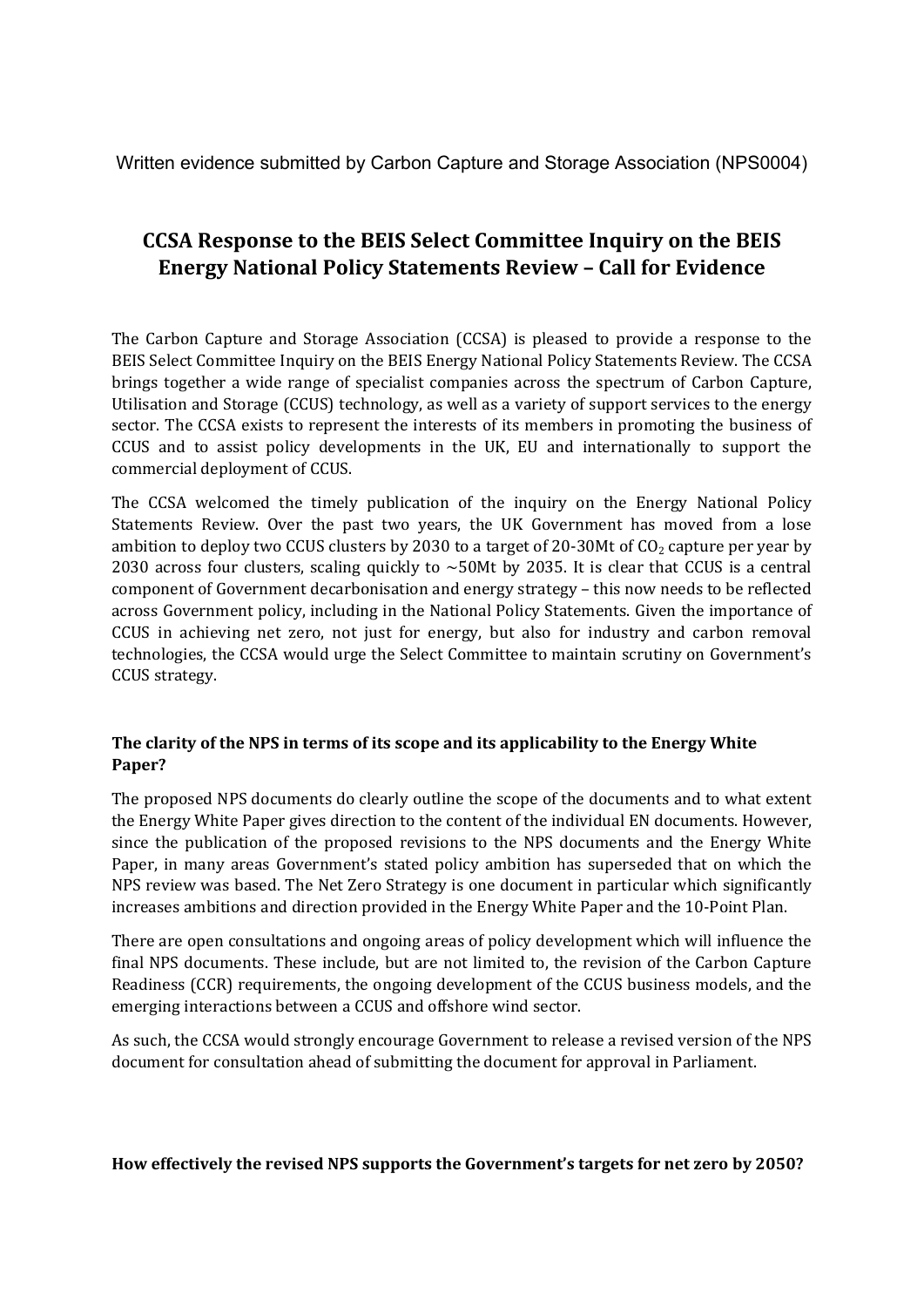Written evidence submitted by Carbon Capture and Storage Association (NPS0004)

# CCSA Response to the BEIS Select Committee Inquiry on the BEIS Energy National Policy Statements Review – Call for Evidence

The Carbon Capture and Storage Association (CCSA) is pleased to provide a response to the BEIS Select Committee Inquiry on the BEIS Energy National Policy Statements Review. The CCSA brings together a wide range of specialist companies across the spectrum of Carbon Capture, Utilisation and Storage (CCUS) technology, as well as a variety of support services to the energy sector. The CCSA exists to represent the interests of its members in promoting the business of CCUS and to assist policy developments in the UK, EU and internationally to support the commercial deployment of CCUS.

The CCSA welcomed the timely publication of the inquiry on the Energy National Policy Statements Review. Over the past two years, the UK Government has moved from a lose ambition to deploy two CCUS clusters by 2030 to a target of 20-30Mt of $CO_2$ capture per year by 2030 across four clusters, scaling quickly to ~50Mt by 2035. It is clear that CCUS is a central component of Government decarbonisation and energy strategy – this now needs to be reflected across Government policy, including in the National Policy Statements. Given the importance of CCUS in achieving net zero, not just for energy, but also for industry and carbon removal technologies, the CCSA would urge the Select Committee to maintain scrutiny on Government's CCUS strategy.

### The clarity of the NPS in terms of its scope and its applicability to the Energy White Paper?

The proposed NPS documents do clearly outline the scope of the documents and to what extent the Energy White Paper gives direction to the content of the individual EN documents. However, since the publication of the proposed revisions to the NPS documents and the Energy White Paper, in many areas Government's stated policy ambition has superseded that on which the NPS review was based. The Net Zero Strategy is one document in particular which significantly increases ambitions and direction provided in the Energy White Paper and the 10-Point Plan.

There are open consultations and ongoing areas of policy development which will influence the final NPS documents. These include, but are not limited to, the revision of the Carbon Capture Readiness (CCR) requirements, the ongoing development of the CCUS business models, and the emerging interactions between a CCUS and offshore wind sector.

As such, the CCSA would strongly encourage Government to release a revised version of the NPS document for consultation ahead of submitting the document for approval in Parliament.

### How effectively the revised NPS supports the Government's targets for net zero by 2050?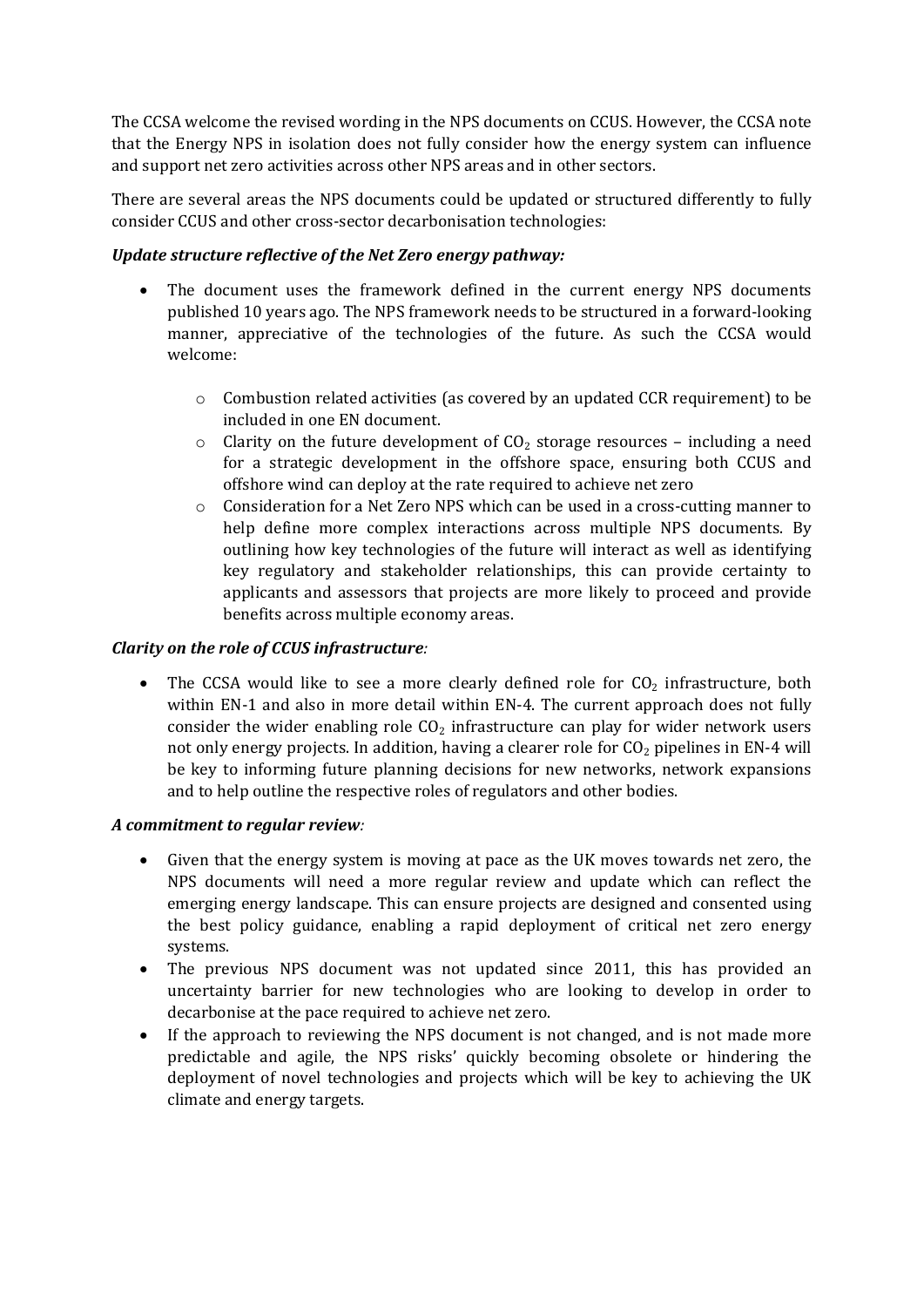The CCSA welcome the revised wording in the NPS documents on CCUS. However, the CCSA note that the Energy NPS in isolation does not fully consider how the energy system can influence and support net zero activities across other NPS areas and in other sectors.

There are several areas the NPS documents could be updated or structured differently to fully consider CCUS and other cross-sector decarbonisation technologies:

***Update structure reflective of the Net Zero energy pathway:***

- The document uses the framework defined in the current energy NPS documents published 10 years ago. The NPS framework needs to be structured in a forward-looking manner, appreciative of the technologies of the future. As such the CCSA would welcome:
  - Combustion related activities (as covered by an updated CCR requirement) to be included in one EN document.
  - Clarity on the future development of $CO_2$ storage resources – including a need for a strategic development in the offshore space, ensuring both CCUS and offshore wind can deploy at the rate required to achieve net zero
  - Consideration for a Net Zero NPS which can be used in a cross-cutting manner to help define more complex interactions across multiple NPS documents. By outlining how key technologies of the future will interact as well as identifying key regulatory and stakeholder relationships, this can provide certainty to applicants and assessors that projects are more likely to proceed and provide benefits across multiple economy areas.

***Clarity on the role of CCUS infrastructure:***

- The CCSA would like to see a more clearly defined role for $CO_2$ infrastructure, both within EN-1 and also in more detail within EN-4. The current approach does not fully consider the wider enabling role $CO_2$ infrastructure can play for wider network users not only energy projects. In addition, having a clearer role for $CO_2$ pipelines in EN-4 will be key to informing future planning decisions for new networks, network expansions and to help outline the respective roles of regulators and other bodies.

***A commitment to regular review:***

- Given that the energy system is moving at pace as the UK moves towards net zero, the NPS documents will need a more regular review and update which can reflect the emerging energy landscape. This can ensure projects are designed and consented using the best policy guidance, enabling a rapid deployment of critical net zero energy systems.
- The previous NPS document was not updated since 2011, this has provided an uncertainty barrier for new technologies who are looking to develop in order to decarbonise at the pace required to achieve net zero.
- If the approach to reviewing the NPS document is not changed, and is not made more predictable and agile, the NPS risks' quickly becoming obsolete or hindering the deployment of novel technologies and projects which will be key to achieving the UK climate and energy targets.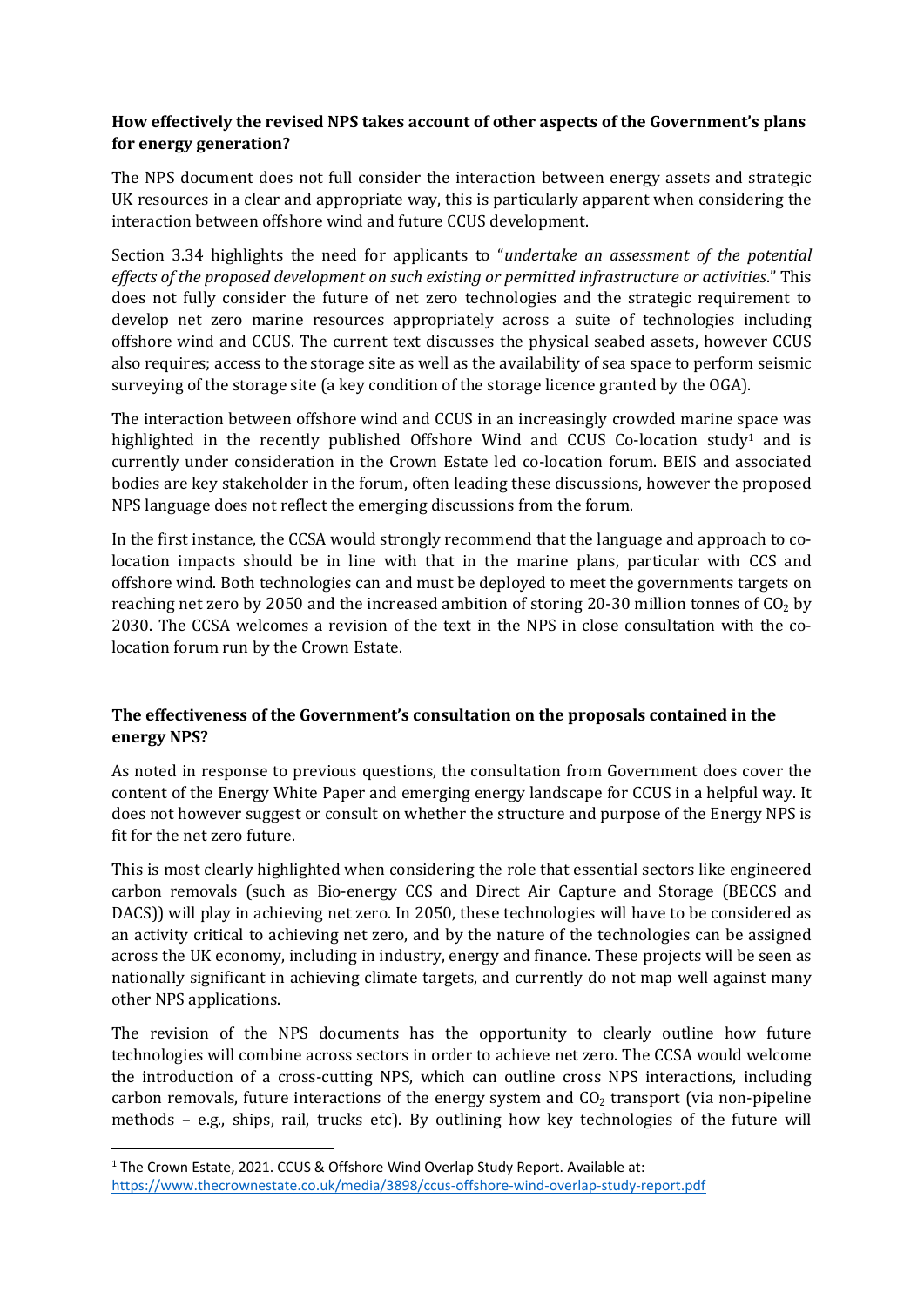**How effectively the revised NPS takes account of other aspects of the Government's plans for energy generation?**

The NPS document does not full consider the interaction between energy assets and strategic UK resources in a clear and appropriate way, this is particularly apparent when considering the interaction between offshore wind and future CCUS development.

Section 3.34 highlights the need for applicants to "*undertake an assessment of the potential effects of the proposed development on such existing or permitted infrastructure or activities*." This does not fully consider the future of net zero technologies and the strategic requirement to develop net zero marine resources appropriately across a suite of technologies including offshore wind and CCUS. The current text discusses the physical seabed assets, however CCUS also requires; access to the storage site as well as the availability of sea space to perform seismic surveying of the storage site (a key condition of the storage licence granted by the OGA).

The interaction between offshore wind and CCUS in an increasingly crowded marine space was highlighted in the recently published Offshore Wind and CCUS Co-location study[1] and is currently under consideration in the Crown Estate led co-location forum. BEIS and associated bodies are key stakeholder in the forum, often leading these discussions, however the proposed NPS language does not reflect the emerging discussions from the forum.

In the first instance, the CCSA would strongly recommend that the language and approach to co-location impacts should be in line with that in the marine plans, particular with CCS and offshore wind. Both technologies can and must be deployed to meet the governments targets on reaching net zero by 2050 and the increased ambition of storing 20-30 million tonnes of $CO_2$ by 2030. The CCSA welcomes a revision of the text in the NPS in close consultation with the co-location forum run by the Crown Estate.

**The effectiveness of the Government's consultation on the proposals contained in the energy NPS?**

As noted in response to previous questions, the consultation from Government does cover the content of the Energy White Paper and emerging energy landscape for CCUS in a helpful way. It does not however suggest or consult on whether the structure and purpose of the Energy NPS is fit for the net zero future.

This is most clearly highlighted when considering the role that essential sectors like engineered carbon removals (such as Bio-energy CCS and Direct Air Capture and Storage (BECCS and DACS)) will play in achieving net zero. In 2050, these technologies will have to be considered as an activity critical to achieving net zero, and by the nature of the technologies can be assigned across the UK economy, including in industry, energy and finance. These projects will be seen as nationally significant in achieving climate targets, and currently do not map well against many other NPS applications.

The revision of the NPS documents has the opportunity to clearly outline how future technologies will combine across sectors in order to achieve net zero. The CCSA would welcome the introduction of a cross-cutting NPS, which can outline cross NPS interactions, including carbon removals, future interactions of the energy system and $CO_2$ transport (via non-pipeline methods – e.g., ships, rail, trucks etc). By outlining how key technologies of the future will

---

[1] The Crown Estate, 2021. CCUS & Offshore Wind Overlap Study Report. Available at: https://www.thecrownestate.co.uk/media/3898/ccus-offshore-wind-overlap-study-report.pdf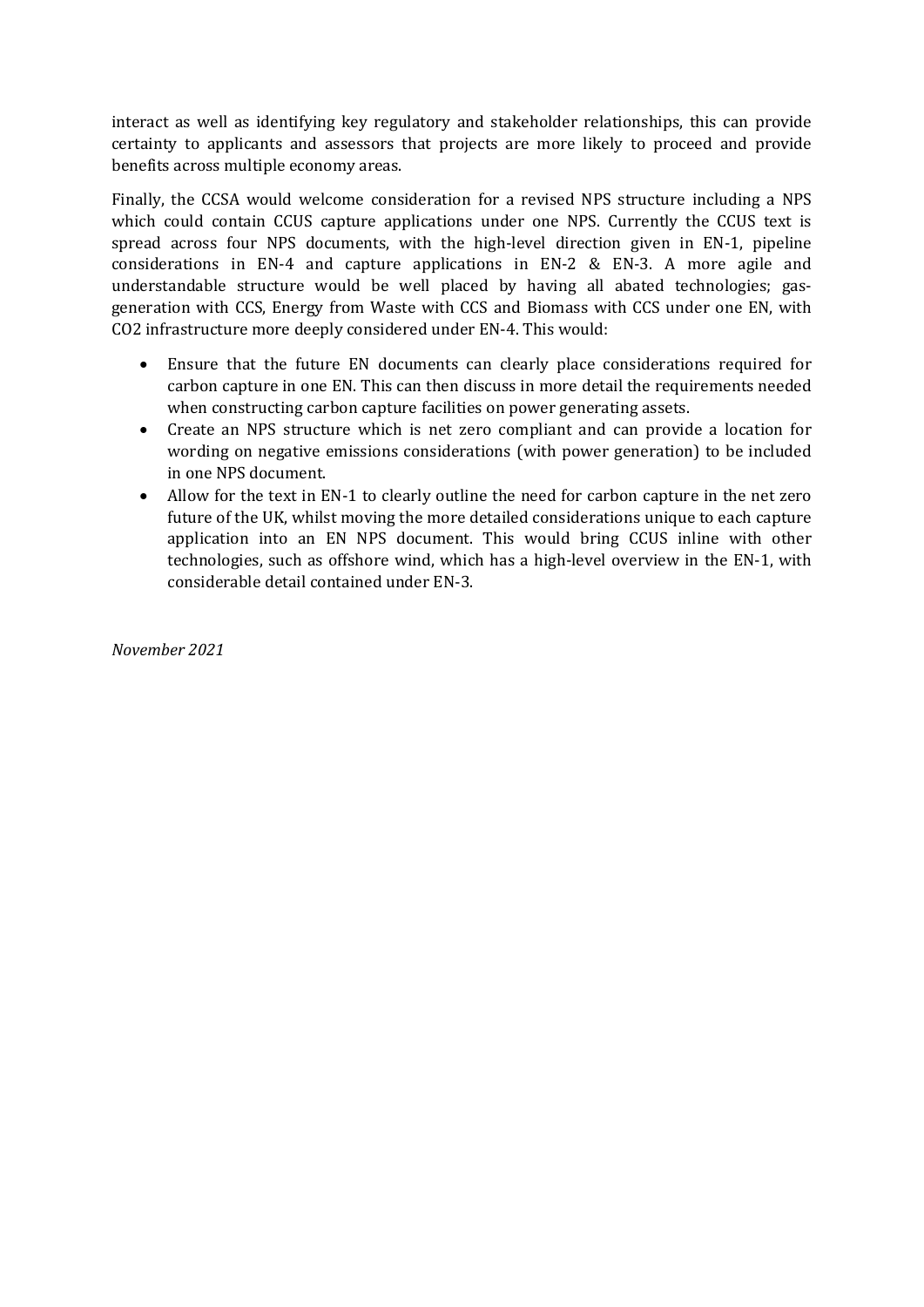interact as well as identifying key regulatory and stakeholder relationships, this can provide certainty to applicants and assessors that projects are more likely to proceed and provide benefits across multiple economy areas.

Finally, the CCSA would welcome consideration for a revised NPS structure including a NPS which could contain CCUS capture applications under one NPS. Currently the CCUS text is spread across four NPS documents, with the high-level direction given in EN-1, pipeline considerations in EN-4 and capture applications in EN-2 & EN-3. A more agile and understandable structure would be well placed by having all abated technologies; gas-generation with CCS, Energy from Waste with CCS and Biomass with CCS under one EN, with CO2 infrastructure more deeply considered under EN-4. This would:

- Ensure that the future EN documents can clearly place considerations required for carbon capture in one EN. This can then discuss in more detail the requirements needed when constructing carbon capture facilities on power generating assets.
- Create an NPS structure which is net zero compliant and can provide a location for wording on negative emissions considerations (with power generation) to be included in one NPS document.
- Allow for the text in EN-1 to clearly outline the need for carbon capture in the net zero future of the UK, whilst moving the more detailed considerations unique to each capture application into an EN NPS document. This would bring CCUS inline with other technologies, such as offshore wind, which has a high-level overview in the EN-1, with considerable detail contained under EN-3.

*November 2021*